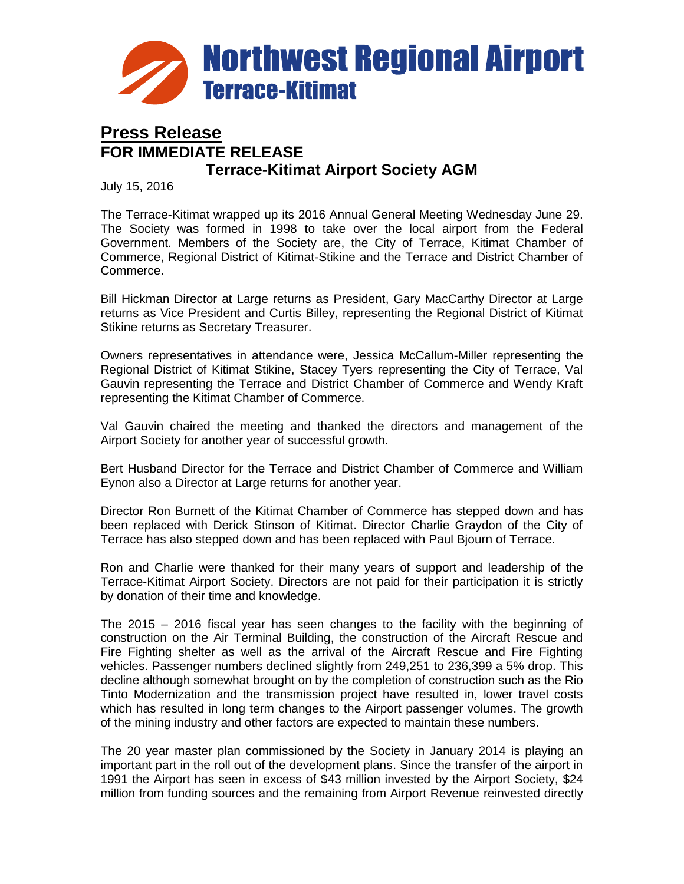# Northwest Regional Airport
## Terrace-Kitimat

## Press Release

**FOR IMMEDIATE RELEASE**

**Terrace-Kitimat Airport Society AGM**

July 15, 2016

The Terrace-Kitimat wrapped up its 2016 Annual General Meeting Wednesday June 29. The Society was formed in 1998 to take over the local airport from the Federal Government. Members of the Society are, the City of Terrace, Kitimat Chamber of Commerce, Regional District of Kitimat-Stikine and the Terrace and District Chamber of Commerce.

Bill Hickman Director at Large returns as President, Gary MacCarthy Director at Large returns as Vice President and Curtis Billey, representing the Regional District of Kitimat Stikine returns as Secretary Treasurer.

Owners representatives in attendance were, Jessica McCallum-Miller representing the Regional District of Kitimat Stikine, Stacey Tyers representing the City of Terrace, Val Gauvin representing the Terrace and District Chamber of Commerce and Wendy Kraft representing the Kitimat Chamber of Commerce.

Val Gauvin chaired the meeting and thanked the directors and management of the Airport Society for another year of successful growth.

Bert Husband Director for the Terrace and District Chamber of Commerce and William Eynon also a Director at Large returns for another year.

Director Ron Burnett of the Kitimat Chamber of Commerce has stepped down and has been replaced with Derick Stinson of Kitimat. Director Charlie Graydon of the City of Terrace has also stepped down and has been replaced with Paul Bjourn of Terrace.

Ron and Charlie were thanked for their many years of support and leadership of the Terrace-Kitimat Airport Society. Directors are not paid for their participation it is strictly by donation of their time and knowledge.

The 2015 – 2016 fiscal year has seen changes to the facility with the beginning of construction on the Air Terminal Building, the construction of the Aircraft Rescue and Fire Fighting shelter as well as the arrival of the Aircraft Rescue and Fire Fighting vehicles. Passenger numbers declined slightly from 249,251 to 236,399 a 5% drop. This decline although somewhat brought on by the completion of construction such as the Rio Tinto Modernization and the transmission project have resulted in, lower travel costs which has resulted in long term changes to the Airport passenger volumes. The growth of the mining industry and other factors are expected to maintain these numbers.

The 20 year master plan commissioned by the Society in January 2014 is playing an important part in the roll out of the development plans. Since the transfer of the airport in 1991 the Airport has seen in excess of $43 million invested by the Airport Society, $24 million from funding sources and the remaining from Airport Revenue reinvested directly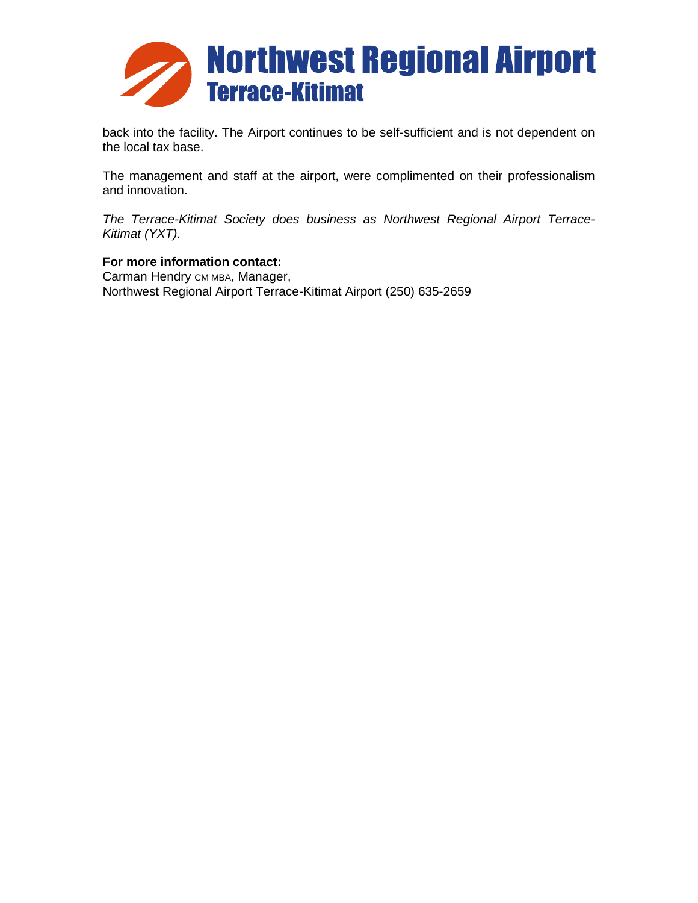back into the facility. The Airport continues to be self-sufficient and is not dependent on the local tax base.

The management and staff at the airport, were complimented on their professionalism and innovation.

*The Terrace-Kitimat Society does business as Northwest Regional Airport Terrace-Kitimat (YXT).*

**For more information contact:**
Carman Hendry CM MBA, Manager,
Northwest Regional Airport Terrace-Kitimat Airport (250) 635-2659